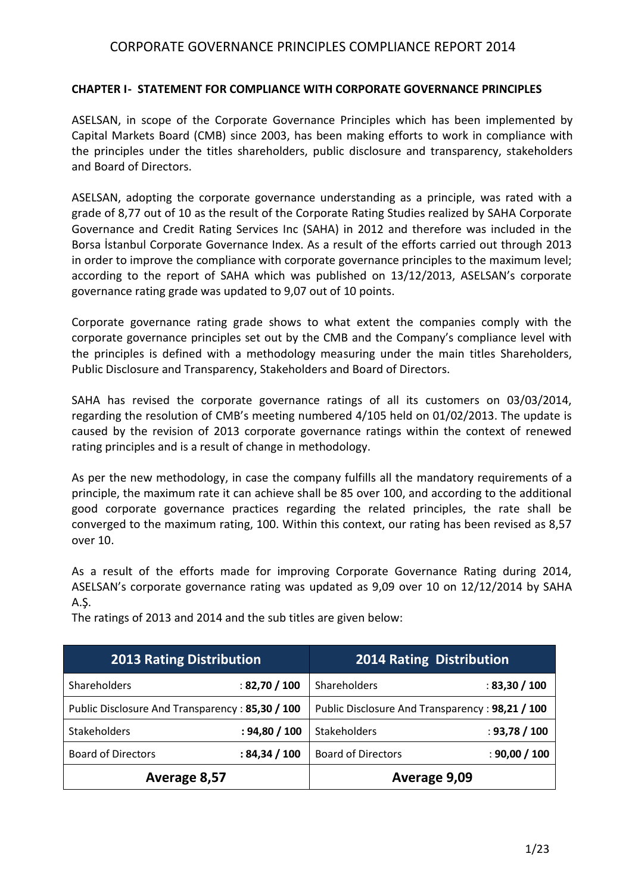# CORPORATE GOVERNANCE PRINCIPLES COMPLIANCE REPORT 2014

## CHAPTER I- STATEMENT FOR COMPLIANCE WITH CORPORATE GOVERNANCE PRINCIPLES

ASELSAN, in scope of the Corporate Governance Principles which has been implemented by Capital Markets Board (CMB) since 2003, has been making efforts to work in compliance with the principles under the titles shareholders, public disclosure and transparency, stakeholders and Board of Directors.

ASELSAN, adopting the corporate governance understanding as a principle, was rated with a grade of 8,77 out of 10 as the result of the Corporate Rating Studies realized by SAHA Corporate Governance and Credit Rating Services Inc (SAHA) in 2012 and therefore was included in the Borsa İstanbul Corporate Governance Index. As a result of the efforts carried out through 2013 in order to improve the compliance with corporate governance principles to the maximum level; according to the report of SAHA which was published on 13/12/2013, ASELSAN's corporate governance rating grade was updated to 9,07 out of 10 points.

Corporate governance rating grade shows to what extent the companies comply with the corporate governance principles set out by the CMB and the Company's compliance level with the principles is defined with a methodology measuring under the main titles Shareholders, Public Disclosure and Transparency, Stakeholders and Board of Directors.

SAHA has revised the corporate governance ratings of all its customers on 03/03/2014, regarding the resolution of CMB's meeting numbered 4/105 held on 01/02/2013. The update is caused by the revision of 2013 corporate governance ratings within the context of renewed rating principles and is a result of change in methodology.

As per the new methodology, in case the company fulfills all the mandatory requirements of a principle, the maximum rate it can achieve shall be 85 over 100, and according to the additional good corporate governance practices regarding the related principles, the rate shall be converged to the maximum rating, 100. Within this context, our rating has been revised as 8,57 over 10.

As a result of the efforts made for improving Corporate Governance Rating during 2014, ASELSAN's corporate governance rating was updated as 9,09 over 10 on 12/12/2014 by SAHA A.Ş.

The ratings of 2013 and 2014 and the sub titles are given below:

| 2013 Rating Distribution | | 2014 Rating Distribution | |
|---|---|---|---|
| Shareholders | : **82,70 / 100** | Shareholders | : **83,30 / 100** |
| Public Disclosure And Transparency | : **85,30 / 100** | Public Disclosure And Transparency | : **98,21 / 100** |
| Stakeholders | : **94,80 / 100** | Stakeholders | : **93,78 / 100** |
| Board of Directors | : **84,34 / 100** | Board of Directors | : **90,00 / 100** |
| **Average 8,57** | | **Average 9,09** | |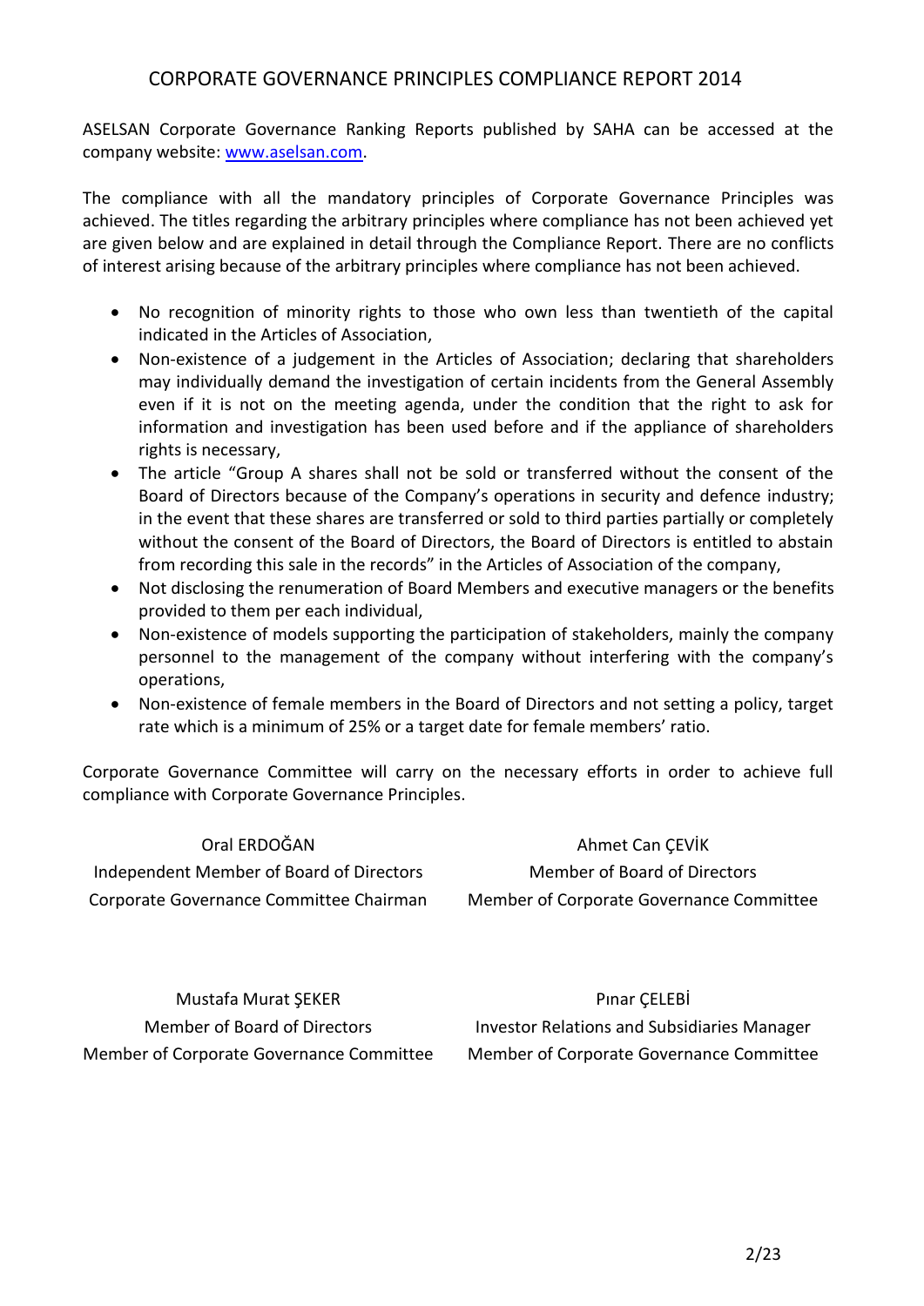# CORPORATE GOVERNANCE PRINCIPLES COMPLIANCE REPORT 2014

ASELSAN Corporate Governance Ranking Reports published by SAHA can be accessed at the company website: [www.aselsan.com](http://www.aselsan.com).

The compliance with all the mandatory principles of Corporate Governance Principles was achieved. The titles regarding the arbitrary principles where compliance has not been achieved yet are given below and are explained in detail through the Compliance Report. There are no conflicts of interest arising because of the arbitrary principles where compliance has not been achieved.

- No recognition of minority rights to those who own less than twentieth of the capital indicated in the Articles of Association,
- Non-existence of a judgement in the Articles of Association; declaring that shareholders may individually demand the investigation of certain incidents from the General Assembly even if it is not on the meeting agenda, under the condition that the right to ask for information and investigation has been used before and if the appliance of shareholders rights is necessary,
- The article "Group A shares shall not be sold or transferred without the consent of the Board of Directors because of the Company's operations in security and defence industry; in the event that these shares are transferred or sold to third parties partially or completely without the consent of the Board of Directors, the Board of Directors is entitled to abstain from recording this sale in the records" in the Articles of Association of the company,
- Not disclosing the renumeration of Board Members and executive managers or the benefits provided to them per each individual,
- Non-existence of models supporting the participation of stakeholders, mainly the company personnel to the management of the company without interfering with the company's operations,
- Non-existence of female members in the Board of Directors and not setting a policy, target rate which is a minimum of 25% or a target date for female members' ratio.

Corporate Governance Committee will carry on the necessary efforts in order to achieve full compliance with Corporate Governance Principles.

Oral ERDOĞAN
Independent Member of Board of Directors
Corporate Governance Committee Chairman

Ahmet Can ÇEVİK
Member of Board of Directors
Member of Corporate Governance Committee

Mustafa Murat ŞEKER
Member of Board of Directors
Member of Corporate Governance Committee

Pınar ÇELEBİ
Investor Relations and Subsidiaries Manager
Member of Corporate Governance Committee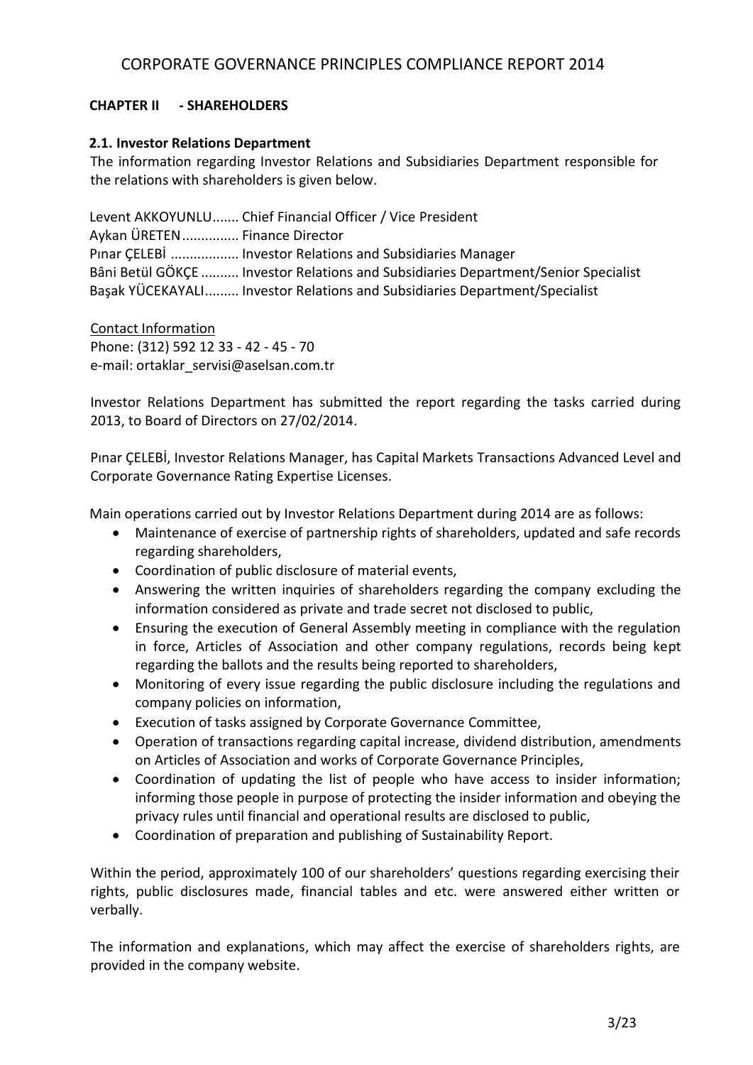## CHAPTER II - SHAREHOLDERS

### 2.1. Investor Relations Department

The information regarding Investor Relations and Subsidiaries Department responsible for the relations with shareholders is given below.

Levent AKKOYUNLU....... Chief Financial Officer / Vice President
Aykan ÜRETEN............... Finance Director
Pınar ÇELEBİ .................. Investor Relations and Subsidiaries Manager
Bâni Betül GÖKÇE .......... Investor Relations and Subsidiaries Department/Senior Specialist
Başak YÜCEKAYALI......... Investor Relations and Subsidiaries Department/Specialist

<u>Contact Information</u>
Phone: (312) 592 12 33 - 42 - 45 - 70
e-mail: ortaklar_servisi@aselsan.com.tr

Investor Relations Department has submitted the report regarding the tasks carried during 2013, to Board of Directors on 27/02/2014.

Pınar ÇELEBİ, Investor Relations Manager, has Capital Markets Transactions Advanced Level and Corporate Governance Rating Expertise Licenses.

Main operations carried out by Investor Relations Department during 2014 are as follows:

- Maintenance of exercise of partnership rights of shareholders, updated and safe records regarding shareholders,
- Coordination of public disclosure of material events,
- Answering the written inquiries of shareholders regarding the company excluding the information considered as private and trade secret not disclosed to public,
- Ensuring the execution of General Assembly meeting in compliance with the regulation in force, Articles of Association and other company regulations, records being kept regarding the ballots and the results being reported to shareholders,
- Monitoring of every issue regarding the public disclosure including the regulations and company policies on information,
- Execution of tasks assigned by Corporate Governance Committee,
- Operation of transactions regarding capital increase, dividend distribution, amendments on Articles of Association and works of Corporate Governance Principles,
- Coordination of updating the list of people who have access to insider information; informing those people in purpose of protecting the insider information and obeying the privacy rules until financial and operational results are disclosed to public,
- Coordination of preparation and publishing of Sustainability Report.

Within the period, approximately 100 of our shareholders' questions regarding exercising their rights, public disclosures made, financial tables and etc. were answered either written or verbally.

The information and explanations, which may affect the exercise of shareholders rights, are provided in the company website.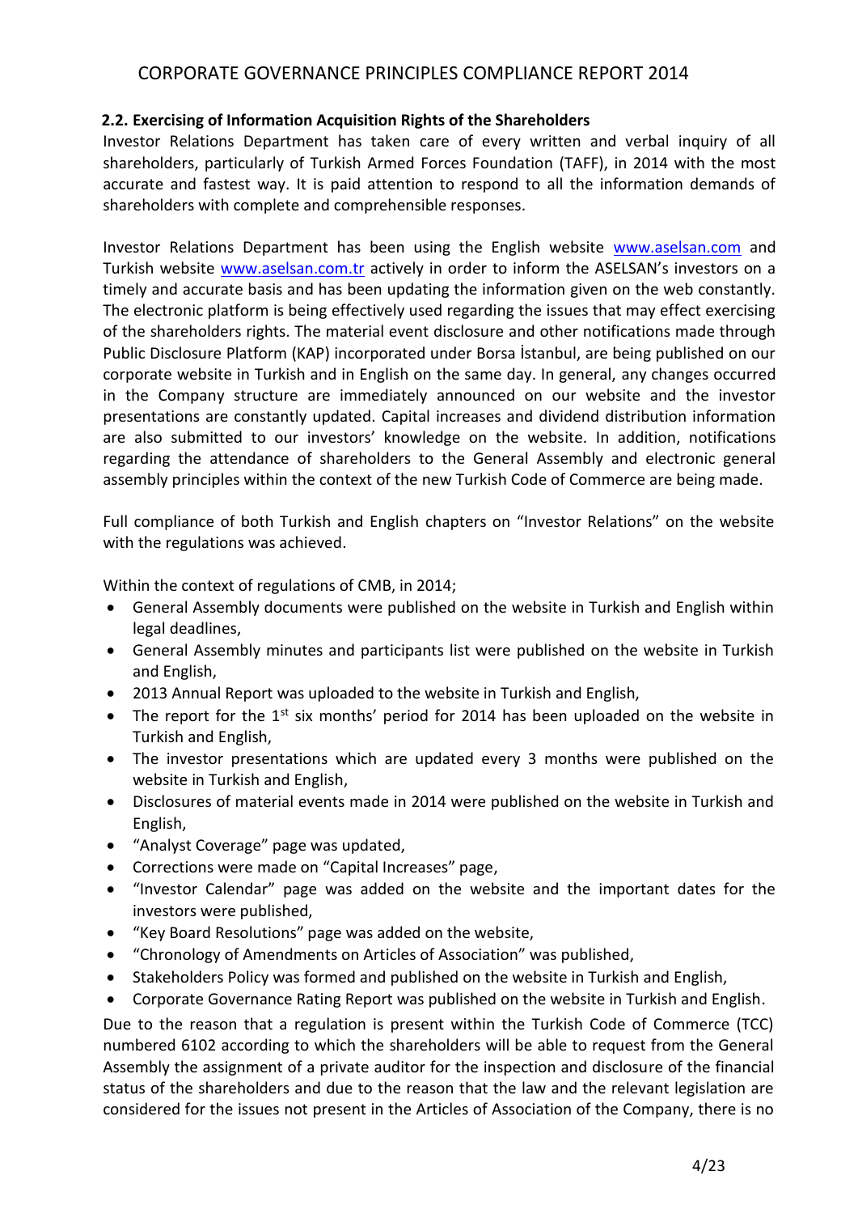### 2.2. Exercising of Information Acquisition Rights of the Shareholders

Investor Relations Department has taken care of every written and verbal inquiry of all shareholders, particularly of Turkish Armed Forces Foundation (TAFF), in 2014 with the most accurate and fastest way. It is paid attention to respond to all the information demands of shareholders with complete and comprehensible responses.

Investor Relations Department has been using the English website www.aselsan.com and Turkish website www.aselsan.com.tr actively in order to inform the ASELSAN's investors on a timely and accurate basis and has been updating the information given on the web constantly. The electronic platform is being effectively used regarding the issues that may effect exercising of the shareholders rights. The material event disclosure and other notifications made through Public Disclosure Platform (KAP) incorporated under Borsa İstanbul, are being published on our corporate website in Turkish and in English on the same day. In general, any changes occurred in the Company structure are immediately announced on our website and the investor presentations are constantly updated. Capital increases and dividend distribution information are also submitted to our investors' knowledge on the website. In addition, notifications regarding the attendance of shareholders to the General Assembly and electronic general assembly principles within the context of the new Turkish Code of Commerce are being made.

Full compliance of both Turkish and English chapters on "Investor Relations" on the website with the regulations was achieved.

Within the context of regulations of CMB, in 2014;

- General Assembly documents were published on the website in Turkish and English within legal deadlines,
- General Assembly minutes and participants list were published on the website in Turkish and English,
- 2013 Annual Report was uploaded to the website in Turkish and English,
- The report for the 1st six months' period for 2014 has been uploaded on the website in Turkish and English,
- The investor presentations which are updated every 3 months were published on the website in Turkish and English,
- Disclosures of material events made in 2014 were published on the website in Turkish and English,
- "Analyst Coverage" page was updated,
- Corrections were made on "Capital Increases" page,
- "Investor Calendar" page was added on the website and the important dates for the investors were published,
- "Key Board Resolutions" page was added on the website,
- "Chronology of Amendments on Articles of Association" was published,
- Stakeholders Policy was formed and published on the website in Turkish and English,
- Corporate Governance Rating Report was published on the website in Turkish and English.

Due to the reason that a regulation is present within the Turkish Code of Commerce (TCC) numbered 6102 according to which the shareholders will be able to request from the General Assembly the assignment of a private auditor for the inspection and disclosure of the financial status of the shareholders and due to the reason that the law and the relevant legislation are considered for the issues not present in the Articles of Association of the Company, there is no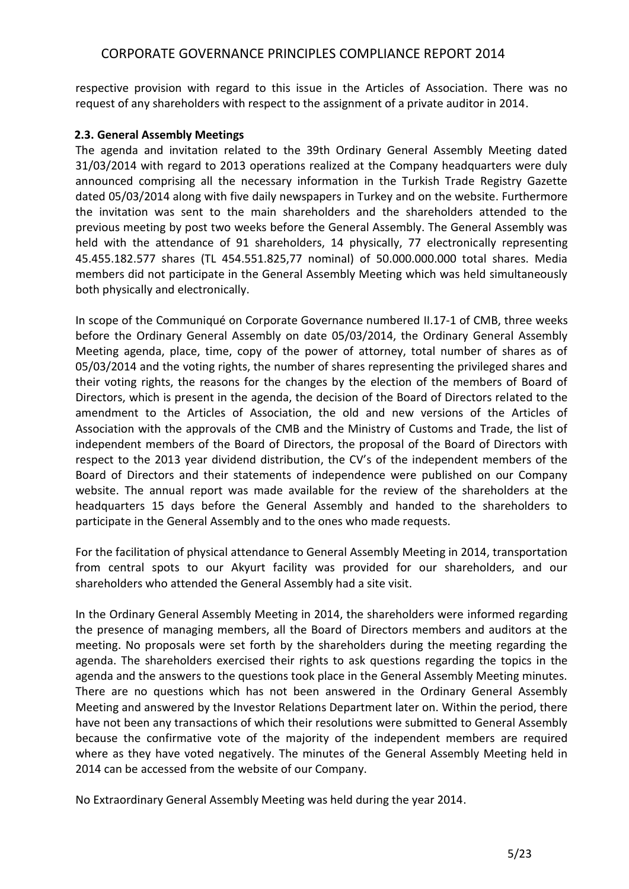respective provision with regard to this issue in the Articles of Association. There was no request of any shareholders with respect to the assignment of a private auditor in 2014.

### 2.3. General Assembly Meetings

The agenda and invitation related to the 39th Ordinary General Assembly Meeting dated 31/03/2014 with regard to 2013 operations realized at the Company headquarters were duly announced comprising all the necessary information in the Turkish Trade Registry Gazette dated 05/03/2014 along with five daily newspapers in Turkey and on the website. Furthermore the invitation was sent to the main shareholders and the shareholders attended to the previous meeting by post two weeks before the General Assembly. The General Assembly was held with the attendance of 91 shareholders, 14 physically, 77 electronically representing 45.455.182.577 shares (TL 454.551.825,77 nominal) of 50.000.000.000 total shares. Media members did not participate in the General Assembly Meeting which was held simultaneously both physically and electronically.

In scope of the Communiqué on Corporate Governance numbered II.17-1 of CMB, three weeks before the Ordinary General Assembly on date 05/03/2014, the Ordinary General Assembly Meeting agenda, place, time, copy of the power of attorney, total number of shares as of 05/03/2014 and the voting rights, the number of shares representing the privileged shares and their voting rights, the reasons for the changes by the election of the members of Board of Directors, which is present in the agenda, the decision of the Board of Directors related to the amendment to the Articles of Association, the old and new versions of the Articles of Association with the approvals of the CMB and the Ministry of Customs and Trade, the list of independent members of the Board of Directors, the proposal of the Board of Directors with respect to the 2013 year dividend distribution, the CV's of the independent members of the Board of Directors and their statements of independence were published on our Company website. The annual report was made available for the review of the shareholders at the headquarters 15 days before the General Assembly and handed to the shareholders to participate in the General Assembly and to the ones who made requests.

For the facilitation of physical attendance to General Assembly Meeting in 2014, transportation from central spots to our Akyurt facility was provided for our shareholders, and our shareholders who attended the General Assembly had a site visit.

In the Ordinary General Assembly Meeting in 2014, the shareholders were informed regarding the presence of managing members, all the Board of Directors members and auditors at the meeting. No proposals were set forth by the shareholders during the meeting regarding the agenda. The shareholders exercised their rights to ask questions regarding the topics in the agenda and the answers to the questions took place in the General Assembly Meeting minutes. There are no questions which has not been answered in the Ordinary General Assembly Meeting and answered by the Investor Relations Department later on. Within the period, there have not been any transactions of which their resolutions were submitted to General Assembly because the confirmative vote of the majority of the independent members are required where as they have voted negatively. The minutes of the General Assembly Meeting held in 2014 can be accessed from the website of our Company.

No Extraordinary General Assembly Meeting was held during the year 2014.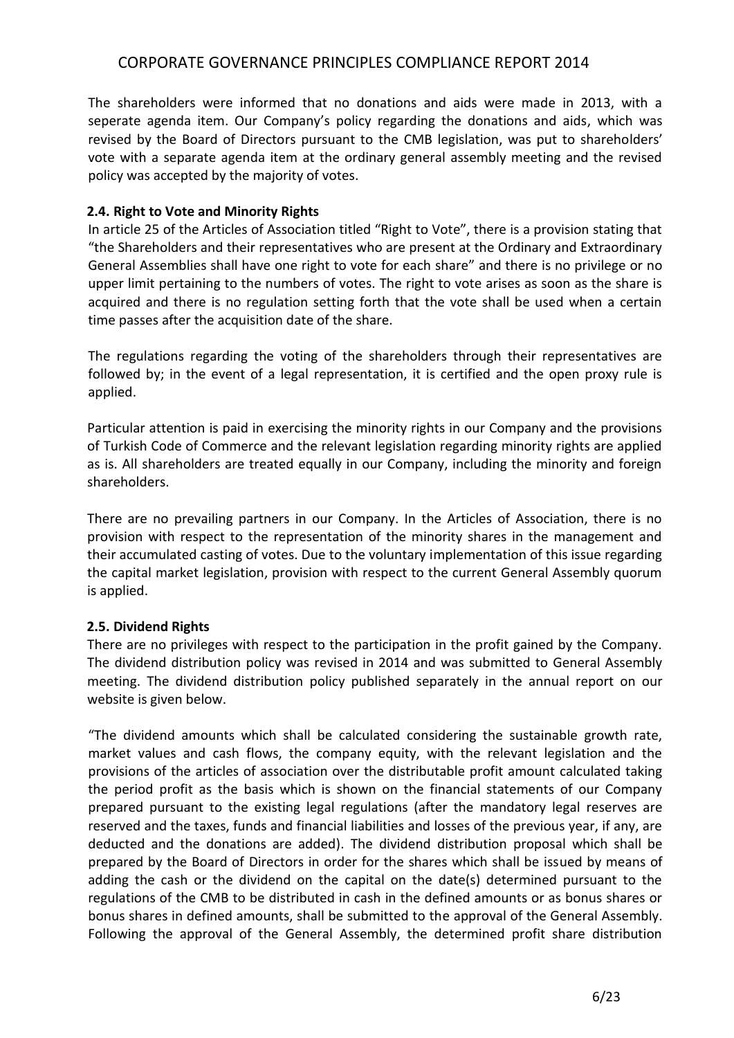The shareholders were informed that no donations and aids were made in 2013, with a seperate agenda item. Our Company's policy regarding the donations and aids, which was revised by the Board of Directors pursuant to the CMB legislation, was put to shareholders' vote with a separate agenda item at the ordinary general assembly meeting and the revised policy was accepted by the majority of votes.

### 2.4. Right to Vote and Minority Rights

In article 25 of the Articles of Association titled "Right to Vote", there is a provision stating that "the Shareholders and their representatives who are present at the Ordinary and Extraordinary General Assemblies shall have one right to vote for each share" and there is no privilege or no upper limit pertaining to the numbers of votes. The right to vote arises as soon as the share is acquired and there is no regulation setting forth that the vote shall be used when a certain time passes after the acquisition date of the share.

The regulations regarding the voting of the shareholders through their representatives are followed by; in the event of a legal representation, it is certified and the open proxy rule is applied.

Particular attention is paid in exercising the minority rights in our Company and the provisions of Turkish Code of Commerce and the relevant legislation regarding minority rights are applied as is. All shareholders are treated equally in our Company, including the minority and foreign shareholders.

There are no prevailing partners in our Company. In the Articles of Association, there is no provision with respect to the representation of the minority shares in the management and their accumulated casting of votes. Due to the voluntary implementation of this issue regarding the capital market legislation, provision with respect to the current General Assembly quorum is applied.

### 2.5. Dividend Rights

There are no privileges with respect to the participation in the profit gained by the Company. The dividend distribution policy was revised in 2014 and was submitted to General Assembly meeting. The dividend distribution policy published separately in the annual report on our website is given below.

"The dividend amounts which shall be calculated considering the sustainable growth rate, market values and cash flows, the company equity, with the relevant legislation and the provisions of the articles of association over the distributable profit amount calculated taking the period profit as the basis which is shown on the financial statements of our Company prepared pursuant to the existing legal regulations (after the mandatory legal reserves are reserved and the taxes, funds and financial liabilities and losses of the previous year, if any, are deducted and the donations are added). The dividend distribution proposal which shall be prepared by the Board of Directors in order for the shares which shall be issued by means of adding the cash or the dividend on the capital on the date(s) determined pursuant to the regulations of the CMB to be distributed in cash in the defined amounts or as bonus shares or bonus shares in defined amounts, shall be submitted to the approval of the General Assembly. Following the approval of the General Assembly, the determined profit share distribution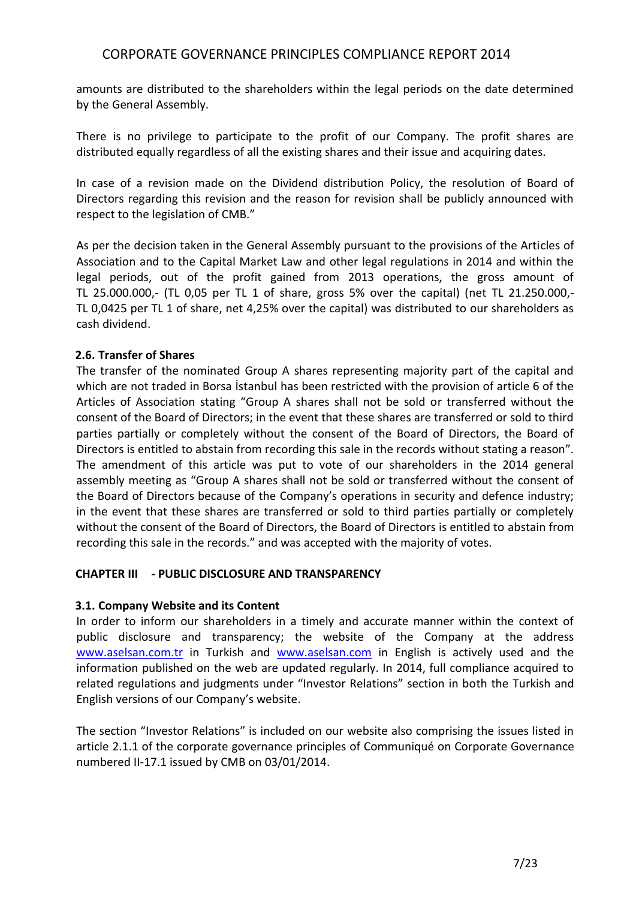amounts are distributed to the shareholders within the legal periods on the date determined by the General Assembly.

There is no privilege to participate to the profit of our Company. The profit shares are distributed equally regardless of all the existing shares and their issue and acquiring dates.

In case of a revision made on the Dividend distribution Policy, the resolution of Board of Directors regarding this revision and the reason for revision shall be publicly announced with respect to the legislation of CMB."

As per the decision taken in the General Assembly pursuant to the provisions of the Articles of Association and to the Capital Market Law and other legal regulations in 2014 and within the legal periods, out of the profit gained from 2013 operations, the gross amount of TL 25.000.000,- (TL 0,05 per TL 1 of share, gross 5% over the capital) (net TL 21.250.000,- TL 0,0425 per TL 1 of share, net 4,25% over the capital) was distributed to our shareholders as cash dividend.

### 2.6. Transfer of Shares

The transfer of the nominated Group A shares representing majority part of the capital and which are not traded in Borsa İstanbul has been restricted with the provision of article 6 of the Articles of Association stating "Group A shares shall not be sold or transferred without the consent of the Board of Directors; in the event that these shares are transferred or sold to third parties partially or completely without the consent of the Board of Directors, the Board of Directors is entitled to abstain from recording this sale in the records without stating a reason". The amendment of this article was put to vote of our shareholders in the 2014 general assembly meeting as "Group A shares shall not be sold or transferred without the consent of the Board of Directors because of the Company's operations in security and defence industry; in the event that these shares are transferred or sold to third parties partially or completely without the consent of the Board of Directors, the Board of Directors is entitled to abstain from recording this sale in the records." and was accepted with the majority of votes.

## CHAPTER III - PUBLIC DISCLOSURE AND TRANSPARENCY

### 3.1. Company Website and its Content

In order to inform our shareholders in a timely and accurate manner within the context of public disclosure and transparency; the website of the Company at the address www.aselsan.com.tr in Turkish and www.aselsan.com in English is actively used and the information published on the web are updated regularly. In 2014, full compliance acquired to related regulations and judgments under "Investor Relations" section in both the Turkish and English versions of our Company's website.

The section "Investor Relations" is included on our website also comprising the issues listed in article 2.1.1 of the corporate governance principles of Communiqué on Corporate Governance numbered II-17.1 issued by CMB on 03/01/2014.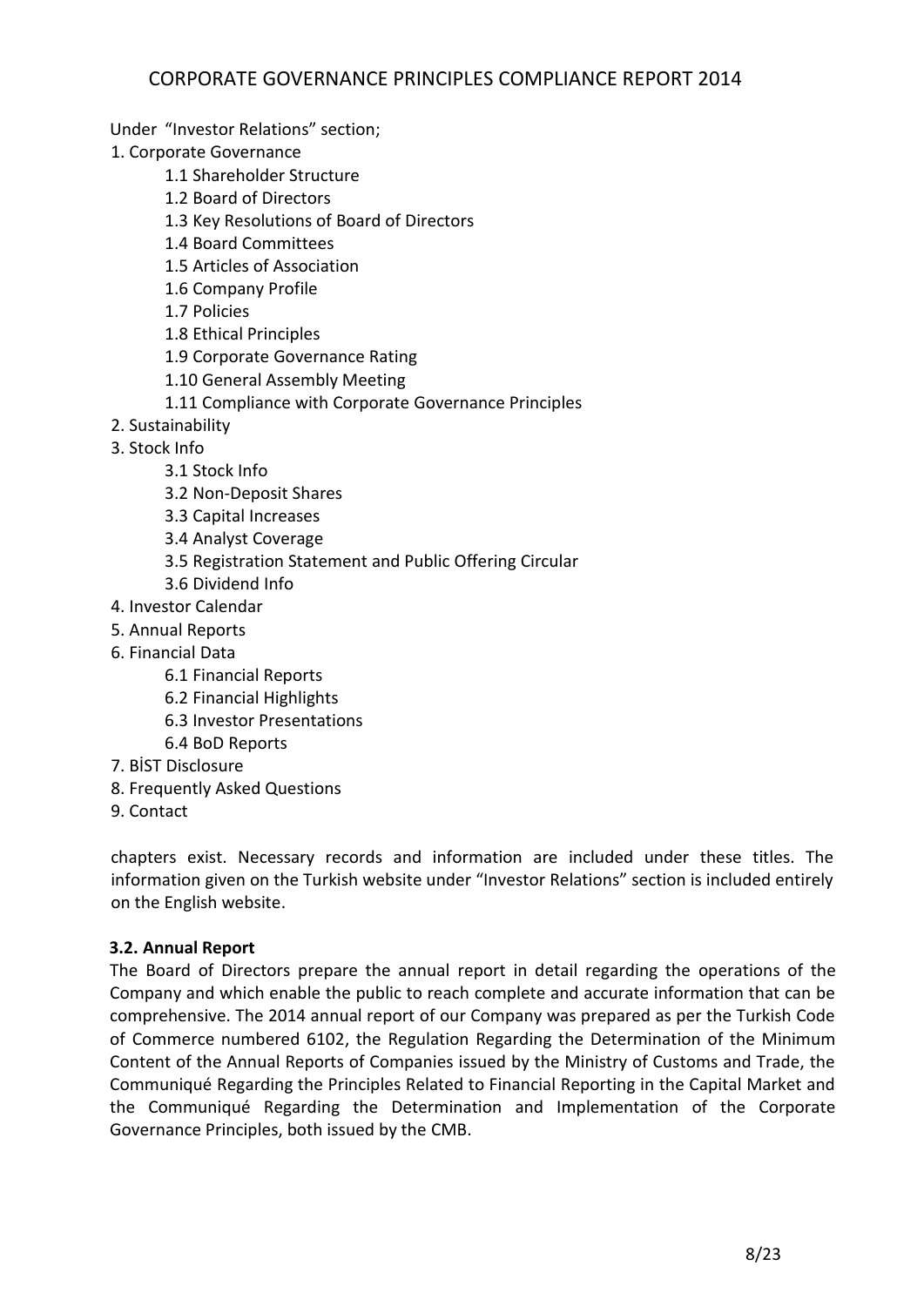Under "Investor Relations" section;

1. Corporate Governance
    - 1.1 Shareholder Structure
    - 1.2 Board of Directors
    - 1.3 Key Resolutions of Board of Directors
    - 1.4 Board Committees
    - 1.5 Articles of Association
    - 1.6 Company Profile
    - 1.7 Policies
    - 1.8 Ethical Principles
    - 1.9 Corporate Governance Rating
    - 1.10 General Assembly Meeting
    - 1.11 Compliance with Corporate Governance Principles
2. Sustainability
3. Stock Info
    - 3.1 Stock Info
    - 3.2 Non-Deposit Shares
    - 3.3 Capital Increases
    - 3.4 Analyst Coverage
    - 3.5 Registration Statement and Public Offering Circular
    - 3.6 Dividend Info
4. Investor Calendar
5. Annual Reports
6. Financial Data
    - 6.1 Financial Reports
    - 6.2 Financial Highlights
    - 6.3 Investor Presentations
    - 6.4 BoD Reports
7. BİST Disclosure
8. Frequently Asked Questions
9. Contact

chapters exist. Necessary records and information are included under these titles. The information given on the Turkish website under "Investor Relations" section is included entirely on the English website.

**3.2. Annual Report**

The Board of Directors prepare the annual report in detail regarding the operations of the Company and which enable the public to reach complete and accurate information that can be comprehensive. The 2014 annual report of our Company was prepared as per the Turkish Code of Commerce numbered 6102, the Regulation Regarding the Determination of the Minimum Content of the Annual Reports of Companies issued by the Ministry of Customs and Trade, the Communiqué Regarding the Principles Related to Financial Reporting in the Capital Market and the Communiqué Regarding the Determination and Implementation of the Corporate Governance Principles, both issued by the CMB.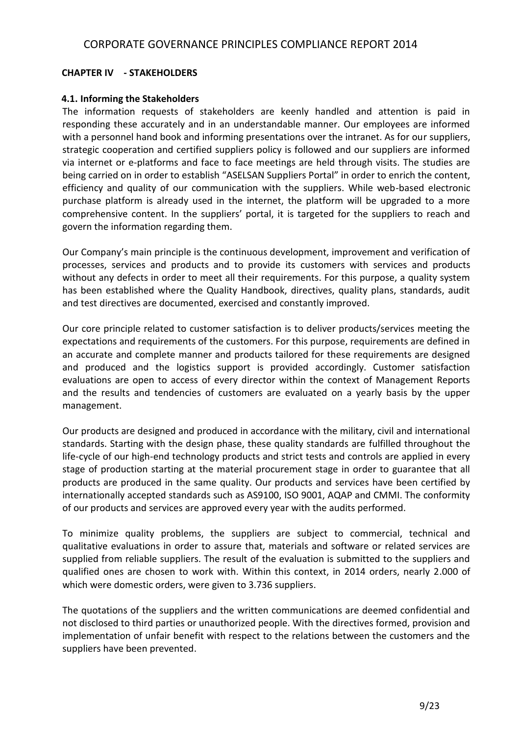## CHAPTER IV - STAKEHOLDERS

### 4.1. Informing the Stakeholders

The information requests of stakeholders are keenly handled and attention is paid in responding these accurately and in an understandable manner. Our employees are informed with a personnel hand book and informing presentations over the intranet. As for our suppliers, strategic cooperation and certified suppliers policy is followed and our suppliers are informed via internet or e-platforms and face to face meetings are held through visits. The studies are being carried on in order to establish "ASELSAN Suppliers Portal" in order to enrich the content, efficiency and quality of our communication with the suppliers. While web-based electronic purchase platform is already used in the internet, the platform will be upgraded to a more comprehensive content. In the suppliers' portal, it is targeted for the suppliers to reach and govern the information regarding them.

Our Company's main principle is the continuous development, improvement and verification of processes, services and products and to provide its customers with services and products without any defects in order to meet all their requirements. For this purpose, a quality system has been established where the Quality Handbook, directives, quality plans, standards, audit and test directives are documented, exercised and constantly improved.

Our core principle related to customer satisfaction is to deliver products/services meeting the expectations and requirements of the customers. For this purpose, requirements are defined in an accurate and complete manner and products tailored for these requirements are designed and produced and the logistics support is provided accordingly. Customer satisfaction evaluations are open to access of every director within the context of Management Reports and the results and tendencies of customers are evaluated on a yearly basis by the upper management.

Our products are designed and produced in accordance with the military, civil and international standards. Starting with the design phase, these quality standards are fulfilled throughout the life-cycle of our high-end technology products and strict tests and controls are applied in every stage of production starting at the material procurement stage in order to guarantee that all products are produced in the same quality. Our products and services have been certified by internationally accepted standards such as AS9100, ISO 9001, AQAP and CMMI. The conformity of our products and services are approved every year with the audits performed.

To minimize quality problems, the suppliers are subject to commercial, technical and qualitative evaluations in order to assure that, materials and software or related services are supplied from reliable suppliers. The result of the evaluation is submitted to the suppliers and qualified ones are chosen to work with. Within this context, in 2014 orders, nearly 2.000 of which were domestic orders, were given to 3.736 suppliers.

The quotations of the suppliers and the written communications are deemed confidential and not disclosed to third parties or unauthorized people. With the directives formed, provision and implementation of unfair benefit with respect to the relations between the customers and the suppliers have been prevented.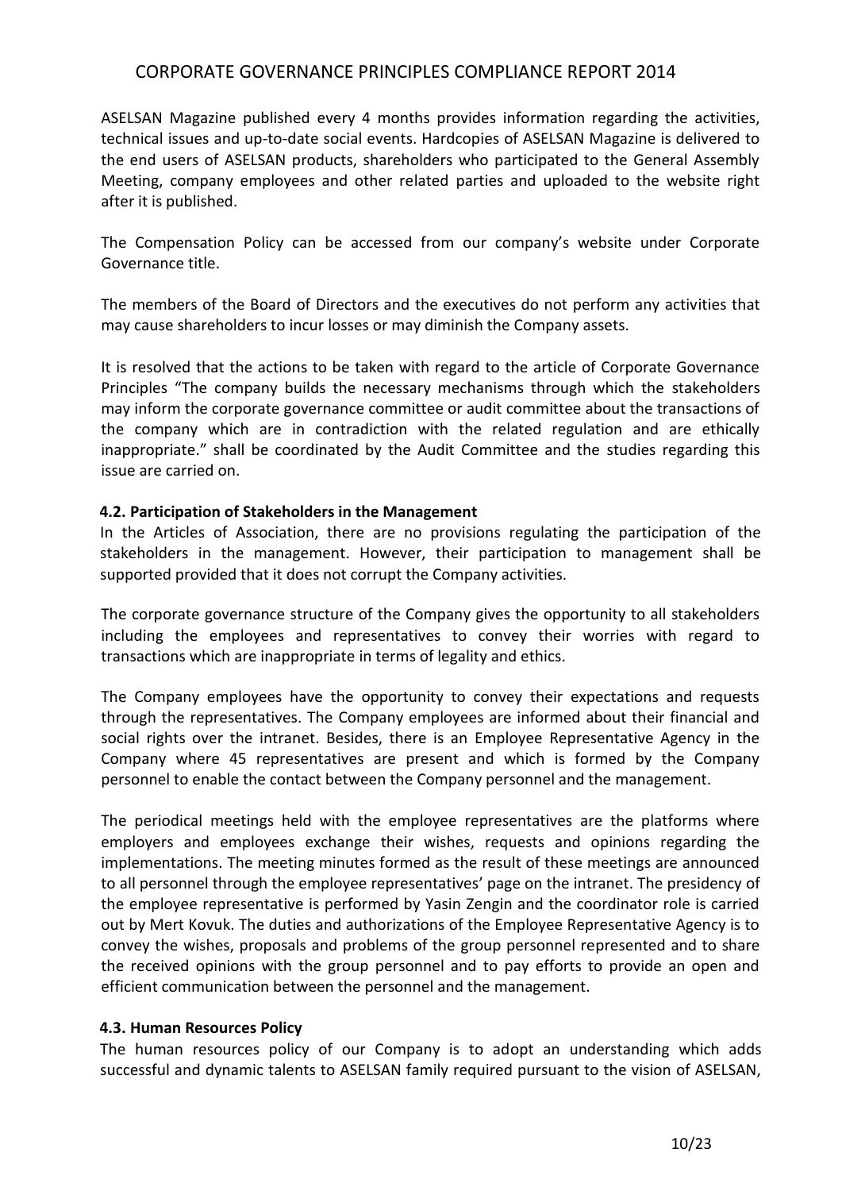ASELSAN Magazine published every 4 months provides information regarding the activities, technical issues and up-to-date social events. Hardcopies of ASELSAN Magazine is delivered to the end users of ASELSAN products, shareholders who participated to the General Assembly Meeting, company employees and other related parties and uploaded to the website right after it is published.

The Compensation Policy can be accessed from our company's website under Corporate Governance title.

The members of the Board of Directors and the executives do not perform any activities that may cause shareholders to incur losses or may diminish the Company assets.

It is resolved that the actions to be taken with regard to the article of Corporate Governance Principles "The company builds the necessary mechanisms through which the stakeholders may inform the corporate governance committee or audit committee about the transactions of the company which are in contradiction with the related regulation and are ethically inappropriate." shall be coordinated by the Audit Committee and the studies regarding this issue are carried on.

### 4.2. Participation of Stakeholders in the Management

In the Articles of Association, there are no provisions regulating the participation of the stakeholders in the management. However, their participation to management shall be supported provided that it does not corrupt the Company activities.

The corporate governance structure of the Company gives the opportunity to all stakeholders including the employees and representatives to convey their worries with regard to transactions which are inappropriate in terms of legality and ethics.

The Company employees have the opportunity to convey their expectations and requests through the representatives. The Company employees are informed about their financial and social rights over the intranet. Besides, there is an Employee Representative Agency in the Company where 45 representatives are present and which is formed by the Company personnel to enable the contact between the Company personnel and the management.

The periodical meetings held with the employee representatives are the platforms where employers and employees exchange their wishes, requests and opinions regarding the implementations. The meeting minutes formed as the result of these meetings are announced to all personnel through the employee representatives' page on the intranet. The presidency of the employee representative is performed by Yasin Zengin and the coordinator role is carried out by Mert Kovuk. The duties and authorizations of the Employee Representative Agency is to convey the wishes, proposals and problems of the group personnel represented and to share the received opinions with the group personnel and to pay efforts to provide an open and efficient communication between the personnel and the management.

### 4.3. Human Resources Policy

The human resources policy of our Company is to adopt an understanding which adds successful and dynamic talents to ASELSAN family required pursuant to the vision of ASELSAN,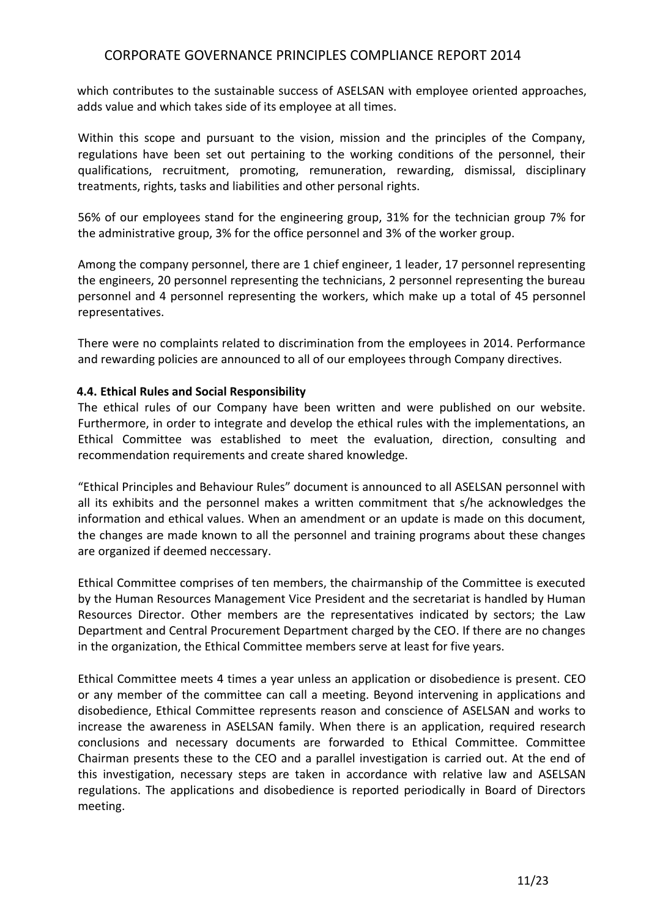which contributes to the sustainable success of ASELSAN with employee oriented approaches, adds value and which takes side of its employee at all times.

Within this scope and pursuant to the vision, mission and the principles of the Company, regulations have been set out pertaining to the working conditions of the personnel, their qualifications, recruitment, promoting, remuneration, rewarding, dismissal, disciplinary treatments, rights, tasks and liabilities and other personal rights.

56% of our employees stand for the engineering group, 31% for the technician group 7% for the administrative group, 3% for the office personnel and 3% of the worker group.

Among the company personnel, there are 1 chief engineer, 1 leader, 17 personnel representing the engineers, 20 personnel representing the technicians, 2 personnel representing the bureau personnel and 4 personnel representing the workers, which make up a total of 45 personnel representatives.

There were no complaints related to discrimination from the employees in 2014. Performance and rewarding policies are announced to all of our employees through Company directives.

### 4.4. Ethical Rules and Social Responsibility

The ethical rules of our Company have been written and were published on our website. Furthermore, in order to integrate and develop the ethical rules with the implementations, an Ethical Committee was established to meet the evaluation, direction, consulting and recommendation requirements and create shared knowledge.

"Ethical Principles and Behaviour Rules" document is announced to all ASELSAN personnel with all its exhibits and the personnel makes a written commitment that s/he acknowledges the information and ethical values. When an amendment or an update is made on this document, the changes are made known to all the personnel and training programs about these changes are organized if deemed neccessary.

Ethical Committee comprises of ten members, the chairmanship of the Committee is executed by the Human Resources Management Vice President and the secretariat is handled by Human Resources Director. Other members are the representatives indicated by sectors; the Law Department and Central Procurement Department charged by the CEO. If there are no changes in the organization, the Ethical Committee members serve at least for five years.

Ethical Committee meets 4 times a year unless an application or disobedience is present. CEO or any member of the committee can call a meeting. Beyond intervening in applications and disobedience, Ethical Committee represents reason and conscience of ASELSAN and works to increase the awareness in ASELSAN family. When there is an application, required research conclusions and necessary documents are forwarded to Ethical Committee. Committee Chairman presents these to the CEO and a parallel investigation is carried out. At the end of this investigation, necessary steps are taken in accordance with relative law and ASELSAN regulations. The applications and disobedience is reported periodically in Board of Directors meeting.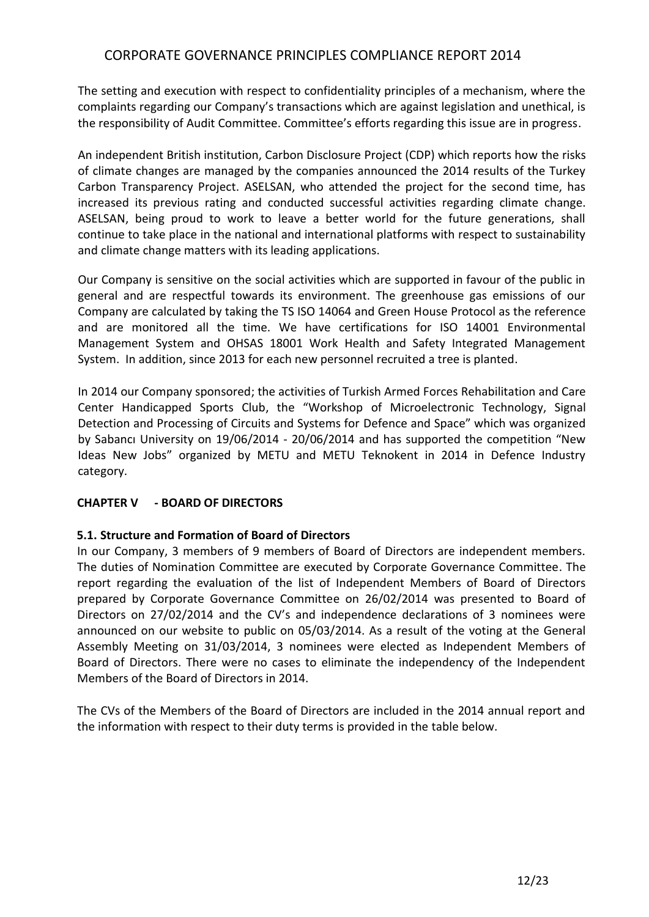The setting and execution with respect to confidentiality principles of a mechanism, where the complaints regarding our Company's transactions which are against legislation and unethical, is the responsibility of Audit Committee. Committee's efforts regarding this issue are in progress.

An independent British institution, Carbon Disclosure Project (CDP) which reports how the risks of climate changes are managed by the companies announced the 2014 results of the Turkey Carbon Transparency Project. ASELSAN, who attended the project for the second time, has increased its previous rating and conducted successful activities regarding climate change. ASELSAN, being proud to work to leave a better world for the future generations, shall continue to take place in the national and international platforms with respect to sustainability and climate change matters with its leading applications.

Our Company is sensitive on the social activities which are supported in favour of the public in general and are respectful towards its environment. The greenhouse gas emissions of our Company are calculated by taking the TS ISO 14064 and Green House Protocol as the reference and are monitored all the time. We have certifications for ISO 14001 Environmental Management System and OHSAS 18001 Work Health and Safety Integrated Management System. In addition, since 2013 for each new personnel recruited a tree is planted.

In 2014 our Company sponsored; the activities of Turkish Armed Forces Rehabilitation and Care Center Handicapped Sports Club, the "Workshop of Microelectronic Technology, Signal Detection and Processing of Circuits and Systems for Defence and Space" which was organized by Sabancı University on 19/06/2014 - 20/06/2014 and has supported the competition "New Ideas New Jobs" organized by METU and METU Teknokent in 2014 in Defence Industry category.

## CHAPTER V - BOARD OF DIRECTORS

### 5.1. Structure and Formation of Board of Directors

In our Company, 3 members of 9 members of Board of Directors are independent members. The duties of Nomination Committee are executed by Corporate Governance Committee. The report regarding the evaluation of the list of Independent Members of Board of Directors prepared by Corporate Governance Committee on 26/02/2014 was presented to Board of Directors on 27/02/2014 and the CV's and independence declarations of 3 nominees were announced on our website to public on 05/03/2014. As a result of the voting at the General Assembly Meeting on 31/03/2014, 3 nominees were elected as Independent Members of Board of Directors. There were no cases to eliminate the independency of the Independent Members of the Board of Directors in 2014.

The CVs of the Members of the Board of Directors are included in the 2014 annual report and the information with respect to their duty terms is provided in the table below.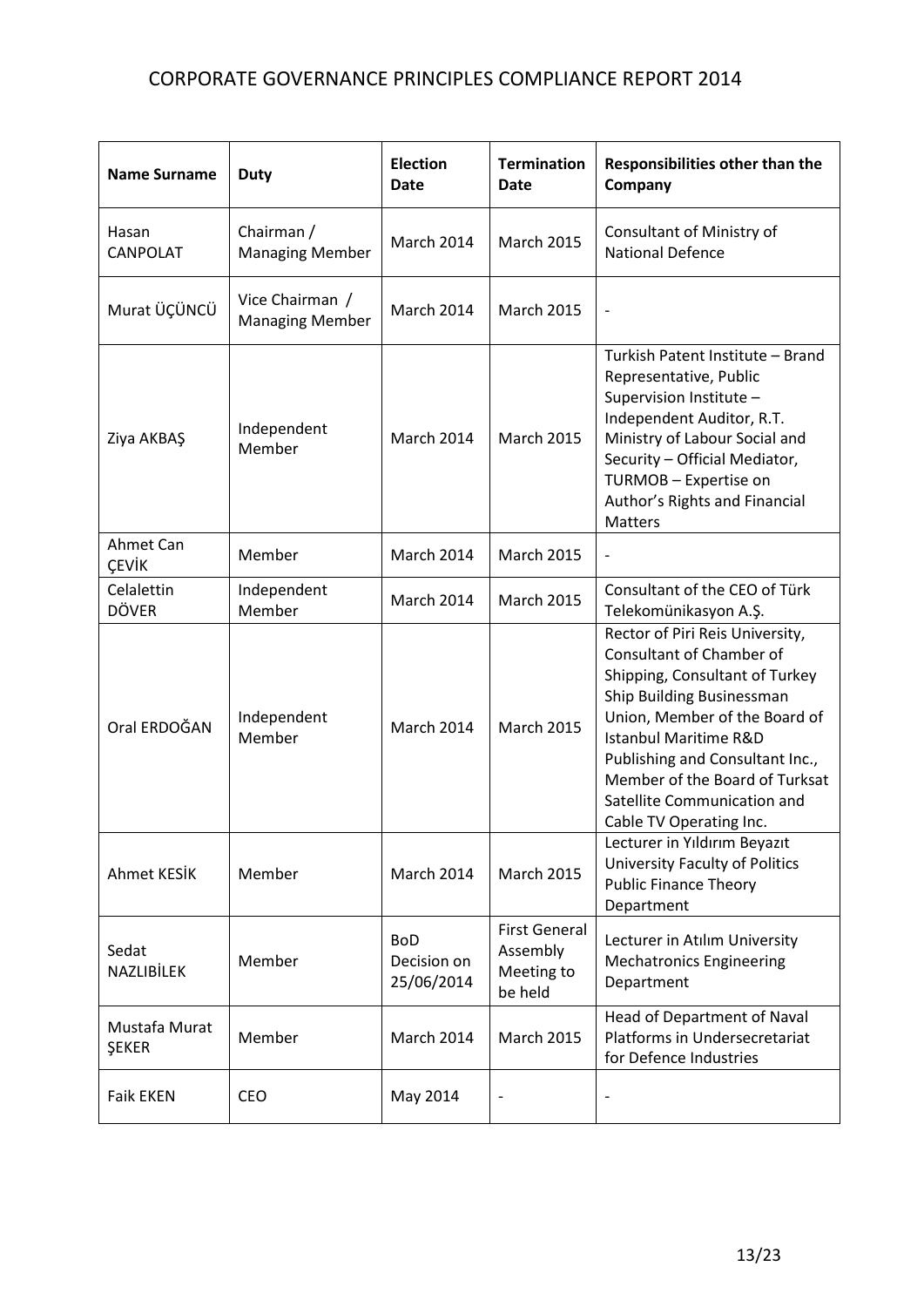# CORPORATE GOVERNANCE PRINCIPLES COMPLIANCE REPORT 2014

| Name Surname | Duty | Election Date | Termination Date | Responsibilities other than the Company |
|---|---|---|---|---|
| Hasan CANPOLAT | Chairman / Managing Member | March 2014 | March 2015 | Consultant of Ministry of National Defence |
| Murat ÜÇÜNCÜ | Vice Chairman / Managing Member | March 2014 | March 2015 | - |
| Ziya AKBAŞ | Independent Member | March 2014 | March 2015 | Turkish Patent Institute – Brand Representative, Public Supervision Institute – Independent Auditor, R.T. Ministry of Labour Social and Security – Official Mediator, TURMOB – Expertise on Author's Rights and Financial Matters |
| Ahmet Can ÇEVİK | Member | March 2014 | March 2015 | - |
| Celalettin DÖVER | Independent Member | March 2014 | March 2015 | Consultant of the CEO of Türk Telekomünikasyon A.Ş. |
| Oral ERDOĞAN | Independent Member | March 2014 | March 2015 | Rector of Piri Reis University, Consultant of Chamber of Shipping, Consultant of Turkey Ship Building Businessman Union, Member of the Board of Istanbul Maritime R&D Publishing and Consultant Inc., Member of the Board of Turksat Satellite Communication and Cable TV Operating Inc. |
| Ahmet KESİK | Member | March 2014 | March 2015 | Lecturer in Yıldırım Beyazıt University Faculty of Politics Public Finance Theory Department |
| Sedat NAZLIBİLEK | Member | BoD Decision on 25/06/2014 | First General Assembly Meeting to be held | Lecturer in Atılım University Mechatronics Engineering Department |
| Mustafa Murat ŞEKER | Member | March 2014 | March 2015 | Head of Department of Naval Platforms in Undersecretariat for Defence Industries |
| Faik EKEN | CEO | May 2014 | - | - |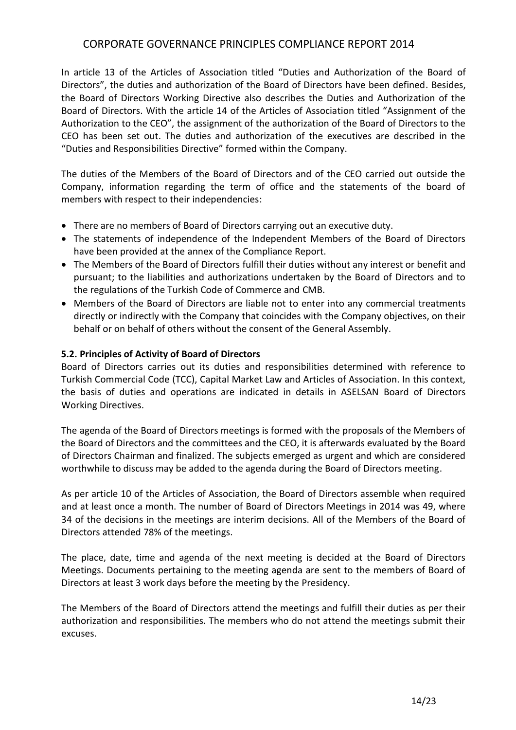In article 13 of the Articles of Association titled "Duties and Authorization of the Board of Directors", the duties and authorization of the Board of Directors have been defined. Besides, the Board of Directors Working Directive also describes the Duties and Authorization of the Board of Directors. With the article 14 of the Articles of Association titled "Assignment of the Authorization to the CEO", the assignment of the authorization of the Board of Directors to the CEO has been set out. The duties and authorization of the executives are described in the "Duties and Responsibilities Directive" formed within the Company.

The duties of the Members of the Board of Directors and of the CEO carried out outside the Company, information regarding the term of office and the statements of the board of members with respect to their independencies:

- There are no members of Board of Directors carrying out an executive duty.
- The statements of independence of the Independent Members of the Board of Directors have been provided at the annex of the Compliance Report.
- The Members of the Board of Directors fulfill their duties without any interest or benefit and pursuant; to the liabilities and authorizations undertaken by the Board of Directors and to the regulations of the Turkish Code of Commerce and CMB.
- Members of the Board of Directors are liable not to enter into any commercial treatments directly or indirectly with the Company that coincides with the Company objectives, on their behalf or on behalf of others without the consent of the General Assembly.

**5.2. Principles of Activity of Board of Directors**

Board of Directors carries out its duties and responsibilities determined with reference to Turkish Commercial Code (TCC), Capital Market Law and Articles of Association. In this context, the basis of duties and operations are indicated in details in ASELSAN Board of Directors Working Directives.

The agenda of the Board of Directors meetings is formed with the proposals of the Members of the Board of Directors and the committees and the CEO, it is afterwards evaluated by the Board of Directors Chairman and finalized. The subjects emerged as urgent and which are considered worthwhile to discuss may be added to the agenda during the Board of Directors meeting.

As per article 10 of the Articles of Association, the Board of Directors assemble when required and at least once a month. The number of Board of Directors Meetings in 2014 was 49, where 34 of the decisions in the meetings are interim decisions. All of the Members of the Board of Directors attended 78% of the meetings.

The place, date, time and agenda of the next meeting is decided at the Board of Directors Meetings. Documents pertaining to the meeting agenda are sent to the members of Board of Directors at least 3 work days before the meeting by the Presidency.

The Members of the Board of Directors attend the meetings and fulfill their duties as per their authorization and responsibilities. The members who do not attend the meetings submit their excuses.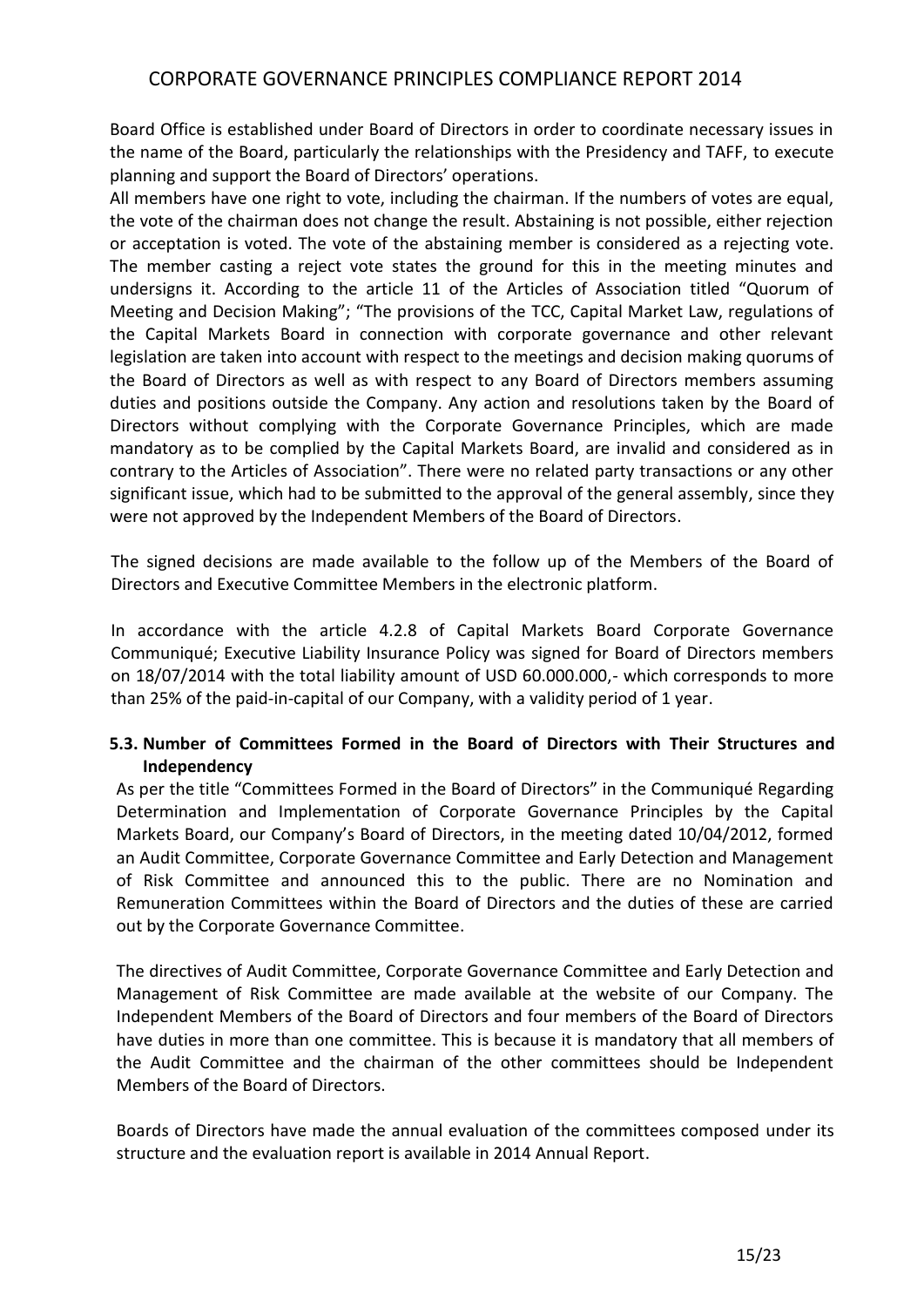Board Office is established under Board of Directors in order to coordinate necessary issues in the name of the Board, particularly the relationships with the Presidency and TAFF, to execute planning and support the Board of Directors' operations.

All members have one right to vote, including the chairman. If the numbers of votes are equal, the vote of the chairman does not change the result. Abstaining is not possible, either rejection or acceptation is voted. The vote of the abstaining member is considered as a rejecting vote. The member casting a reject vote states the ground for this in the meeting minutes and undersigns it. According to the article 11 of the Articles of Association titled "Quorum of Meeting and Decision Making"; "The provisions of the TCC, Capital Market Law, regulations of the Capital Markets Board in connection with corporate governance and other relevant legislation are taken into account with respect to the meetings and decision making quorums of the Board of Directors as well as with respect to any Board of Directors members assuming duties and positions outside the Company. Any action and resolutions taken by the Board of Directors without complying with the Corporate Governance Principles, which are made mandatory as to be complied by the Capital Markets Board, are invalid and considered as in contrary to the Articles of Association". There were no related party transactions or any other significant issue, which had to be submitted to the approval of the general assembly, since they were not approved by the Independent Members of the Board of Directors.

The signed decisions are made available to the follow up of the Members of the Board of Directors and Executive Committee Members in the electronic platform.

In accordance with the article 4.2.8 of Capital Markets Board Corporate Governance Communiqué; Executive Liability Insurance Policy was signed for Board of Directors members on 18/07/2014 with the total liability amount of USD 60.000.000,- which corresponds to more than 25% of the paid-in-capital of our Company, with a validity period of 1 year.

### 5.3. Number of Committees Formed in the Board of Directors with Their Structures and Independency

As per the title "Committees Formed in the Board of Directors" in the Communiqué Regarding Determination and Implementation of Corporate Governance Principles by the Capital Markets Board, our Company's Board of Directors, in the meeting dated 10/04/2012, formed an Audit Committee, Corporate Governance Committee and Early Detection and Management of Risk Committee and announced this to the public. There are no Nomination and Remuneration Committees within the Board of Directors and the duties of these are carried out by the Corporate Governance Committee.

The directives of Audit Committee, Corporate Governance Committee and Early Detection and Management of Risk Committee are made available at the website of our Company. The Independent Members of the Board of Directors and four members of the Board of Directors have duties in more than one committee. This is because it is mandatory that all members of the Audit Committee and the chairman of the other committees should be Independent Members of the Board of Directors.

Boards of Directors have made the annual evaluation of the committees composed under its structure and the evaluation report is available in 2014 Annual Report.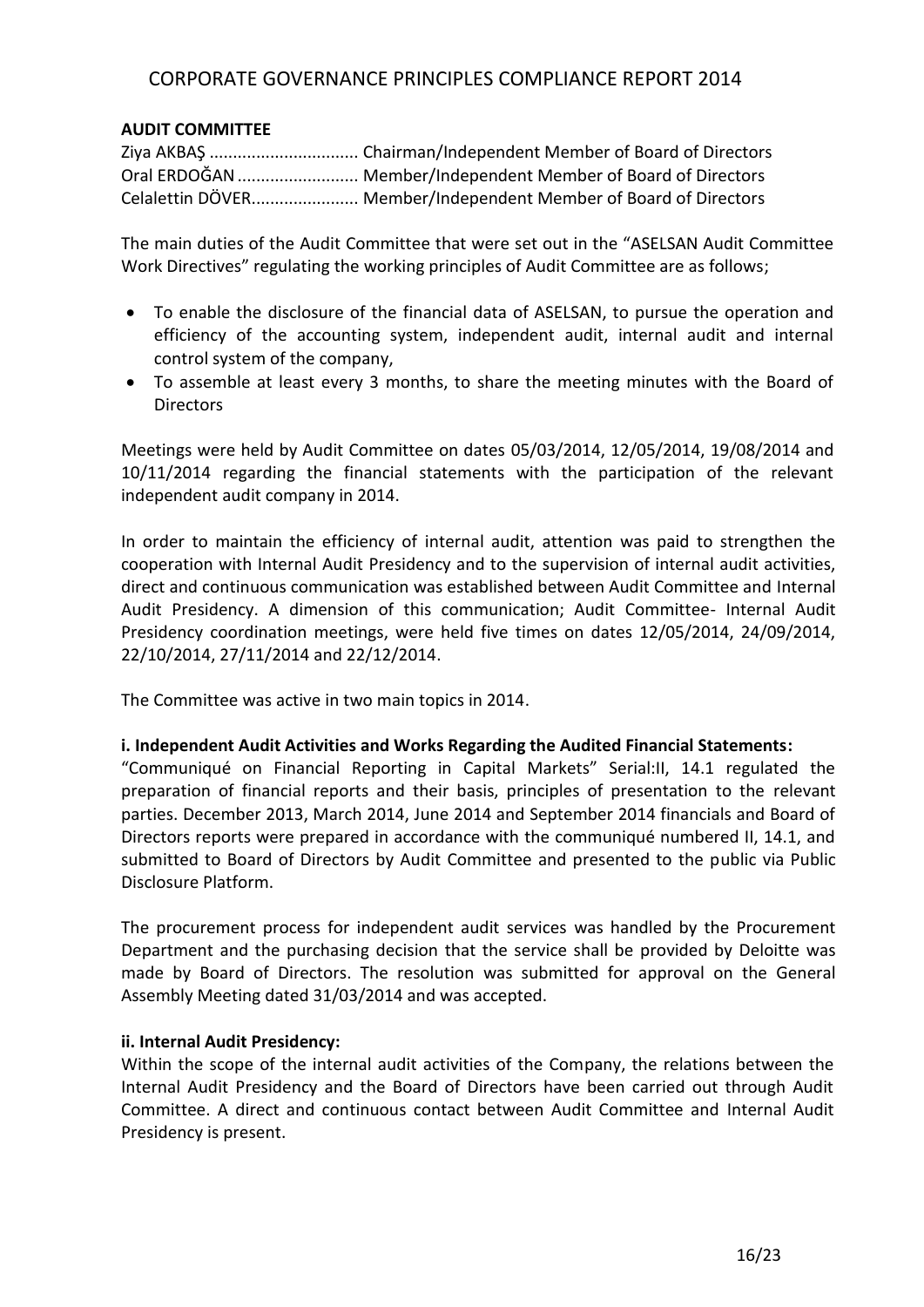**AUDIT COMMITTEE**

Ziya AKBAŞ ................................ Chairman/Independent Member of Board of Directors
Oral ERDOĞAN .......................... Member/Independent Member of Board of Directors
Celalettin DÖVER....................... Member/Independent Member of Board of Directors

The main duties of the Audit Committee that were set out in the "ASELSAN Audit Committee Work Directives" regulating the working principles of Audit Committee are as follows;

- To enable the disclosure of the financial data of ASELSAN, to pursue the operation and efficiency of the accounting system, independent audit, internal audit and internal control system of the company,
- To assemble at least every 3 months, to share the meeting minutes with the Board of Directors

Meetings were held by Audit Committee on dates 05/03/2014, 12/05/2014, 19/08/2014 and 10/11/2014 regarding the financial statements with the participation of the relevant independent audit company in 2014.

In order to maintain the efficiency of internal audit, attention was paid to strengthen the cooperation with Internal Audit Presidency and to the supervision of internal audit activities, direct and continuous communication was established between Audit Committee and Internal Audit Presidency. A dimension of this communication; Audit Committee- Internal Audit Presidency coordination meetings, were held five times on dates 12/05/2014, 24/09/2014, 22/10/2014, 27/11/2014 and 22/12/2014.

The Committee was active in two main topics in 2014.

**i. Independent Audit Activities and Works Regarding the Audited Financial Statements:**

"Communiqué on Financial Reporting in Capital Markets" Serial:II, 14.1 regulated the preparation of financial reports and their basis, principles of presentation to the relevant parties. December 2013, March 2014, June 2014 and September 2014 financials and Board of Directors reports were prepared in accordance with the communiqué numbered II, 14.1, and submitted to Board of Directors by Audit Committee and presented to the public via Public Disclosure Platform.

The procurement process for independent audit services was handled by the Procurement Department and the purchasing decision that the service shall be provided by Deloitte was made by Board of Directors. The resolution was submitted for approval on the General Assembly Meeting dated 31/03/2014 and was accepted.

**ii. Internal Audit Presidency:**

Within the scope of the internal audit activities of the Company, the relations between the Internal Audit Presidency and the Board of Directors have been carried out through Audit Committee. A direct and continuous contact between Audit Committee and Internal Audit Presidency is present.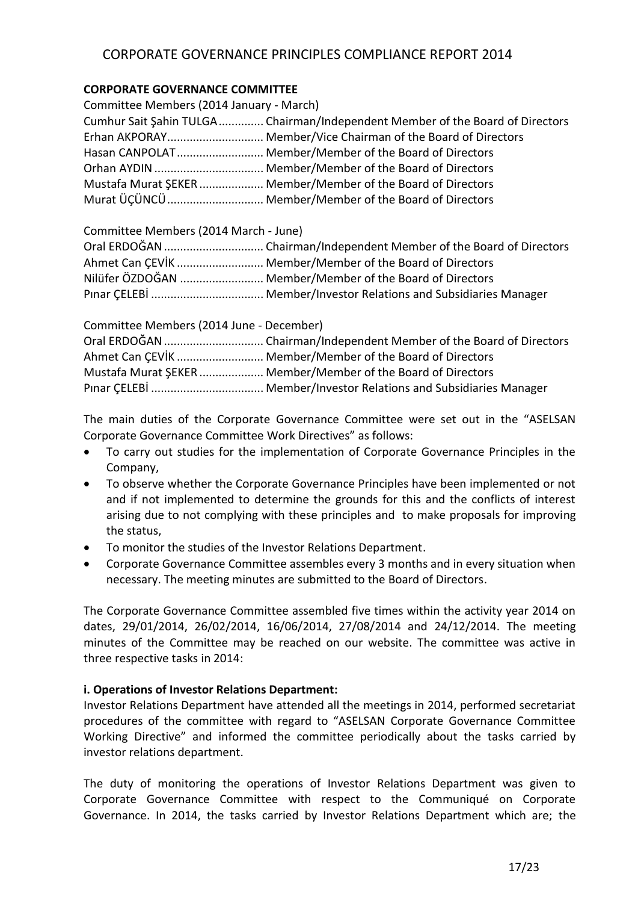**CORPORATE GOVERNANCE COMMITTEE**

Committee Members (2014 January - March)

Cumhur Sait Şahin TULGA .............. Chairman/Independent Member of the Board of Directors
Erhan AKPORAY .............................. Member/Vice Chairman of the Board of Directors
Hasan CANPOLAT ........................... Member/Member of the Board of Directors
Orhan AYDIN .................................. Member/Member of the Board of Directors
Mustafa Murat ŞEKER .................... Member/Member of the Board of Directors
Murat ÜÇÜNCÜ .............................. Member/Member of the Board of Directors

Committee Members (2014 March - June)

Oral ERDOĞAN ............................... Chairman/Independent Member of the Board of Directors
Ahmet Can ÇEVİK ........................... Member/Member of the Board of Directors
Nilüfer ÖZDOĞAN .......................... Member/Member of the Board of Directors
Pınar ÇELEBİ ................................... Member/Investor Relations and Subsidiaries Manager

Committee Members (2014 June - December)

Oral ERDOĞAN ............................... Chairman/Independent Member of the Board of Directors
Ahmet Can ÇEVİK ........................... Member/Member of the Board of Directors
Mustafa Murat ŞEKER .................... Member/Member of the Board of Directors
Pınar ÇELEBİ ................................... Member/Investor Relations and Subsidiaries Manager

The main duties of the Corporate Governance Committee were set out in the "ASELSAN Corporate Governance Committee Work Directives" as follows:

- To carry out studies for the implementation of Corporate Governance Principles in the Company,
- To observe whether the Corporate Governance Principles have been implemented or not and if not implemented to determine the grounds for this and the conflicts of interest arising due to not complying with these principles and to make proposals for improving the status,
- To monitor the studies of the Investor Relations Department.
- Corporate Governance Committee assembles every 3 months and in every situation when necessary. The meeting minutes are submitted to the Board of Directors.

The Corporate Governance Committee assembled five times within the activity year 2014 on dates, 29/01/2014, 26/02/2014, 16/06/2014, 27/08/2014 and 24/12/2014. The meeting minutes of the Committee may be reached on our website. The committee was active in three respective tasks in 2014:

**i. Operations of Investor Relations Department:**

Investor Relations Department have attended all the meetings in 2014, performed secretariat procedures of the committee with regard to "ASELSAN Corporate Governance Committee Working Directive" and informed the committee periodically about the tasks carried by investor relations department.

The duty of monitoring the operations of Investor Relations Department was given to Corporate Governance Committee with respect to the Communiqué on Corporate Governance. In 2014, the tasks carried by Investor Relations Department which are; the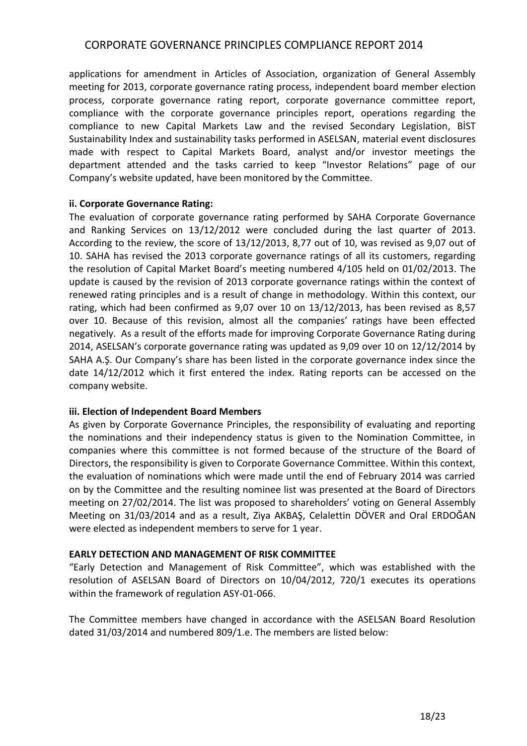applications for amendment in Articles of Association, organization of General Assembly meeting for 2013, corporate governance rating process, independent board member election process, corporate governance rating report, corporate governance committee report, compliance with the corporate governance principles report, operations regarding the compliance to new Capital Markets Law and the revised Secondary Legislation, BİST Sustainability Index and sustainability tasks performed in ASELSAN, material event disclosures made with respect to Capital Markets Board, analyst and/or investor meetings the department attended and the tasks carried to keep "Investor Relations" page of our Company's website updated, have been monitored by the Committee.

**ii. Corporate Governance Rating:**

The evaluation of corporate governance rating performed by SAHA Corporate Governance and Ranking Services on 13/12/2012 were concluded during the last quarter of 2013. According to the review, the score of 13/12/2013, 8,77 out of 10, was revised as 9,07 out of 10. SAHA has revised the 2013 corporate governance ratings of all its customers, regarding the resolution of Capital Market Board's meeting numbered 4/105 held on 01/02/2013. The update is caused by the revision of 2013 corporate governance ratings within the context of renewed rating principles and is a result of change in methodology. Within this context, our rating, which had been confirmed as 9,07 over 10 on 13/12/2013, has been revised as 8,57 over 10. Because of this revision, almost all the companies' ratings have been effected negatively. As a result of the efforts made for improving Corporate Governance Rating during 2014, ASELSAN's corporate governance rating was updated as 9,09 over 10 on 12/12/2014 by SAHA A.Ş. Our Company's share has been listed in the corporate governance index since the date 14/12/2012 which it first entered the index. Rating reports can be accessed on the company website.

**iii. Election of Independent Board Members**

As given by Corporate Governance Principles, the responsibility of evaluating and reporting the nominations and their independency status is given to the Nomination Committee, in companies where this committee is not formed because of the structure of the Board of Directors, the responsibility is given to Corporate Governance Committee. Within this context, the evaluation of nominations which were made until the end of February 2014 was carried on by the Committee and the resulting nominee list was presented at the Board of Directors meeting on 27/02/2014. The list was proposed to shareholders' voting on General Assembly Meeting on 31/03/2014 and as a result, Ziya AKBAŞ, Celalettin DÖVER and Oral ERDOĞAN were elected as independent members to serve for 1 year.

**EARLY DETECTION AND MANAGEMENT OF RISK COMMITTEE**

"Early Detection and Management of Risk Committee", which was established with the resolution of ASELSAN Board of Directors on 10/04/2012, 720/1 executes its operations within the framework of regulation ASY-01-066.

The Committee members have changed in accordance with the ASELSAN Board Resolution dated 31/03/2014 and numbered 809/1.e. The members are listed below: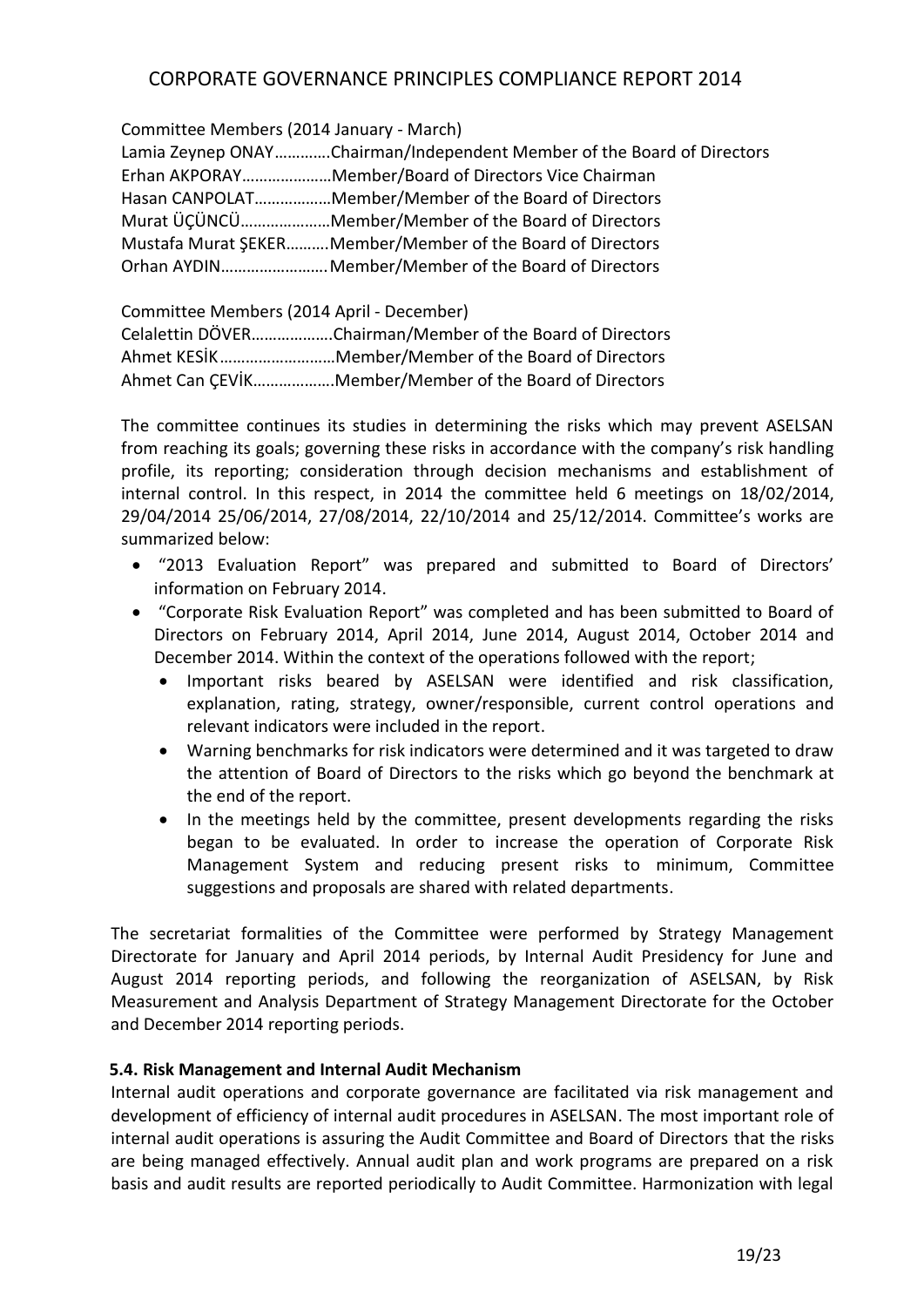Committee Members (2014 January - March)
Lamia Zeynep ONAY………….Chairman/Independent Member of the Board of Directors
Erhan AKPORAY…………………Member/Board of Directors Vice Chairman
Hasan CANPOLAT………………Member/Member of the Board of Directors
Murat ÜÇÜNCÜ…………………Member/Member of the Board of Directors
Mustafa Murat ŞEKER……….Member/Member of the Board of Directors
Orhan AYDIN…………………….Member/Member of the Board of Directors

Committee Members (2014 April - December)
Celalettin DÖVER……………….Chairman/Member of the Board of Directors
Ahmet KESİK………………………Member/Member of the Board of Directors
Ahmet Can ÇEVİK……………….Member/Member of the Board of Directors

The committee continues its studies in determining the risks which may prevent ASELSAN from reaching its goals; governing these risks in accordance with the company's risk handling profile, its reporting; consideration through decision mechanisms and establishment of internal control. In this respect, in 2014 the committee held 6 meetings on 18/02/2014, 29/04/2014 25/06/2014, 27/08/2014, 22/10/2014 and 25/12/2014. Committee's works are summarized below:

- "2013 Evaluation Report" was prepared and submitted to Board of Directors' information on February 2014.
- "Corporate Risk Evaluation Report" was completed and has been submitted to Board of Directors on February 2014, April 2014, June 2014, August 2014, October 2014 and December 2014. Within the context of the operations followed with the report;
  - Important risks beared by ASELSAN were identified and risk classification, explanation, rating, strategy, owner/responsible, current control operations and relevant indicators were included in the report.
  - Warning benchmarks for risk indicators were determined and it was targeted to draw the attention of Board of Directors to the risks which go beyond the benchmark at the end of the report.
  - In the meetings held by the committee, present developments regarding the risks began to be evaluated. In order to increase the operation of Corporate Risk Management System and reducing present risks to minimum, Committee suggestions and proposals are shared with related departments.

The secretariat formalities of the Committee were performed by Strategy Management Directorate for January and April 2014 periods, by Internal Audit Presidency for June and August 2014 reporting periods, and following the reorganization of ASELSAN, by Risk Measurement and Analysis Department of Strategy Management Directorate for the October and December 2014 reporting periods.

### 5.4. Risk Management and Internal Audit Mechanism

Internal audit operations and corporate governance are facilitated via risk management and development of efficiency of internal audit procedures in ASELSAN. The most important role of internal audit operations is assuring the Audit Committee and Board of Directors that the risks are being managed effectively. Annual audit plan and work programs are prepared on a risk basis and audit results are reported periodically to Audit Committee. Harmonization with legal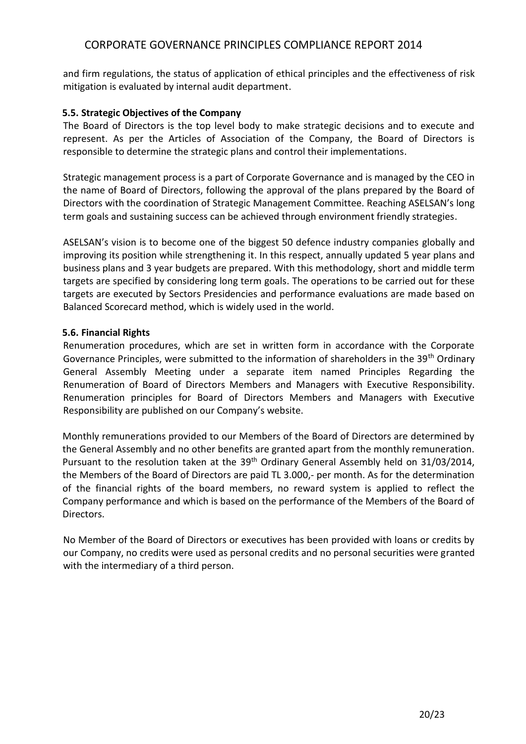and firm regulations, the status of application of ethical principles and the effectiveness of risk mitigation is evaluated by internal audit department.

### 5.5. Strategic Objectives of the Company

The Board of Directors is the top level body to make strategic decisions and to execute and represent. As per the Articles of Association of the Company, the Board of Directors is responsible to determine the strategic plans and control their implementations.

Strategic management process is a part of Corporate Governance and is managed by the CEO in the name of Board of Directors, following the approval of the plans prepared by the Board of Directors with the coordination of Strategic Management Committee. Reaching ASELSAN's long term goals and sustaining success can be achieved through environment friendly strategies.

ASELSAN's vision is to become one of the biggest 50 defence industry companies globally and improving its position while strengthening it. In this respect, annually updated 5 year plans and business plans and 3 year budgets are prepared. With this methodology, short and middle term targets are specified by considering long term goals. The operations to be carried out for these targets are executed by Sectors Presidencies and performance evaluations are made based on Balanced Scorecard method, which is widely used in the world.

### 5.6. Financial Rights

Renumeration procedures, which are set in written form in accordance with the Corporate Governance Principles, were submitted to the information of shareholders in the 39th Ordinary General Assembly Meeting under a separate item named Principles Regarding the Renumeration of Board of Directors Members and Managers with Executive Responsibility. Renumeration principles for Board of Directors Members and Managers with Executive Responsibility are published on our Company's website.

Monthly remunerations provided to our Members of the Board of Directors are determined by the General Assembly and no other benefits are granted apart from the monthly remuneration. Pursuant to the resolution taken at the 39th Ordinary General Assembly held on 31/03/2014, the Members of the Board of Directors are paid TL 3.000,- per month. As for the determination of the financial rights of the board members, no reward system is applied to reflect the Company performance and which is based on the performance of the Members of the Board of Directors.

No Member of the Board of Directors or executives has been provided with loans or credits by our Company, no credits were used as personal credits and no personal securities were granted with the intermediary of a third person.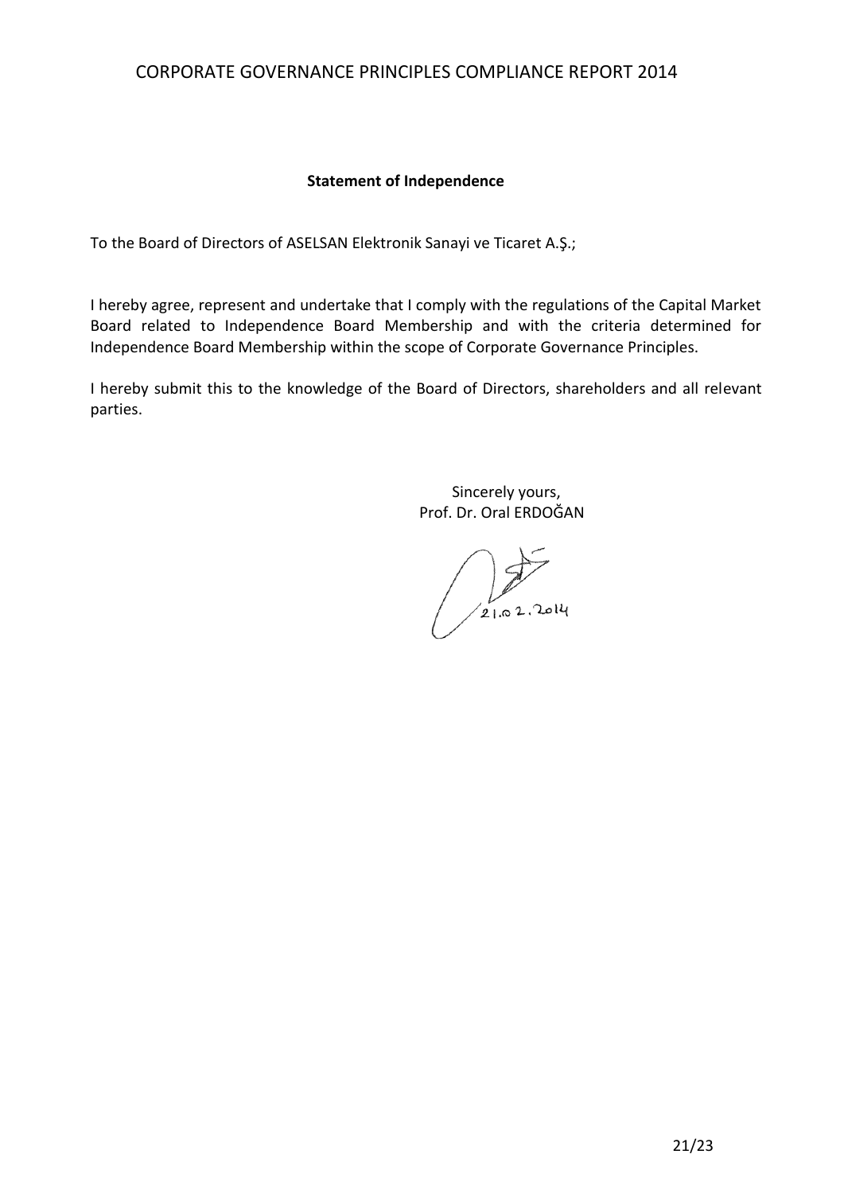**Statement of Independence**

To the Board of Directors of ASELSAN Elektronik Sanayi ve Ticaret A.Ş.;

I hereby agree, represent and undertake that I comply with the regulations of the Capital Market Board related to Independence Board Membership and with the criteria determined for Independence Board Membership within the scope of Corporate Governance Principles.

I hereby submit this to the knowledge of the Board of Directors, shareholders and all relevant parties.

Sincerely yours,
Prof. Dr. Oral ERDOĞAN

21.02.2014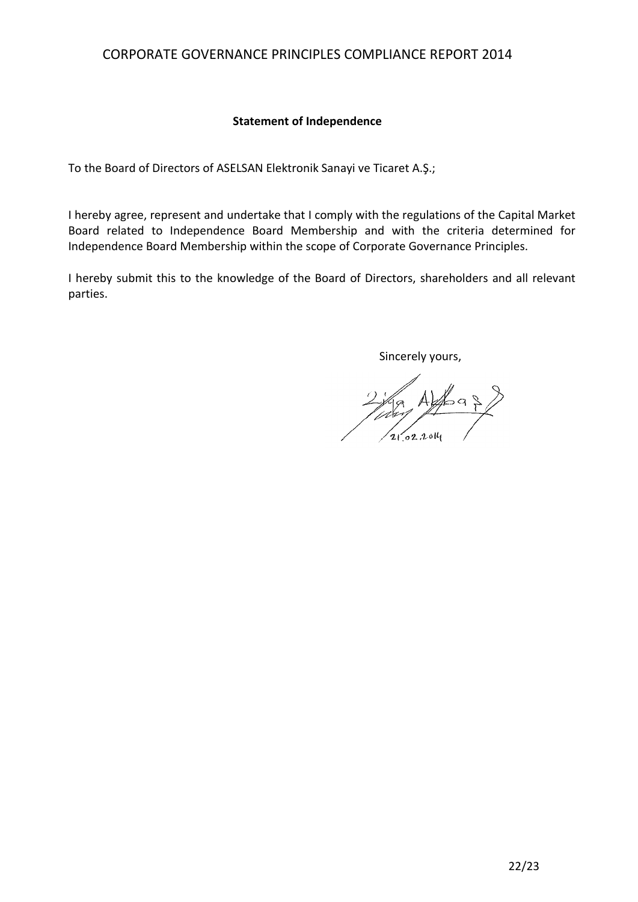**Statement of Independence**

To the Board of Directors of ASELSAN Elektronik Sanayi ve Ticaret A.Ş.;

I hereby agree, represent and undertake that I comply with the regulations of the Capital Market Board related to Independence Board Membership and with the criteria determined for Independence Board Membership within the scope of Corporate Governance Principles.

I hereby submit this to the knowledge of the Board of Directors, shareholders and all relevant parties.

Sincerely yours,

Ziya Akbaş

21.02.2014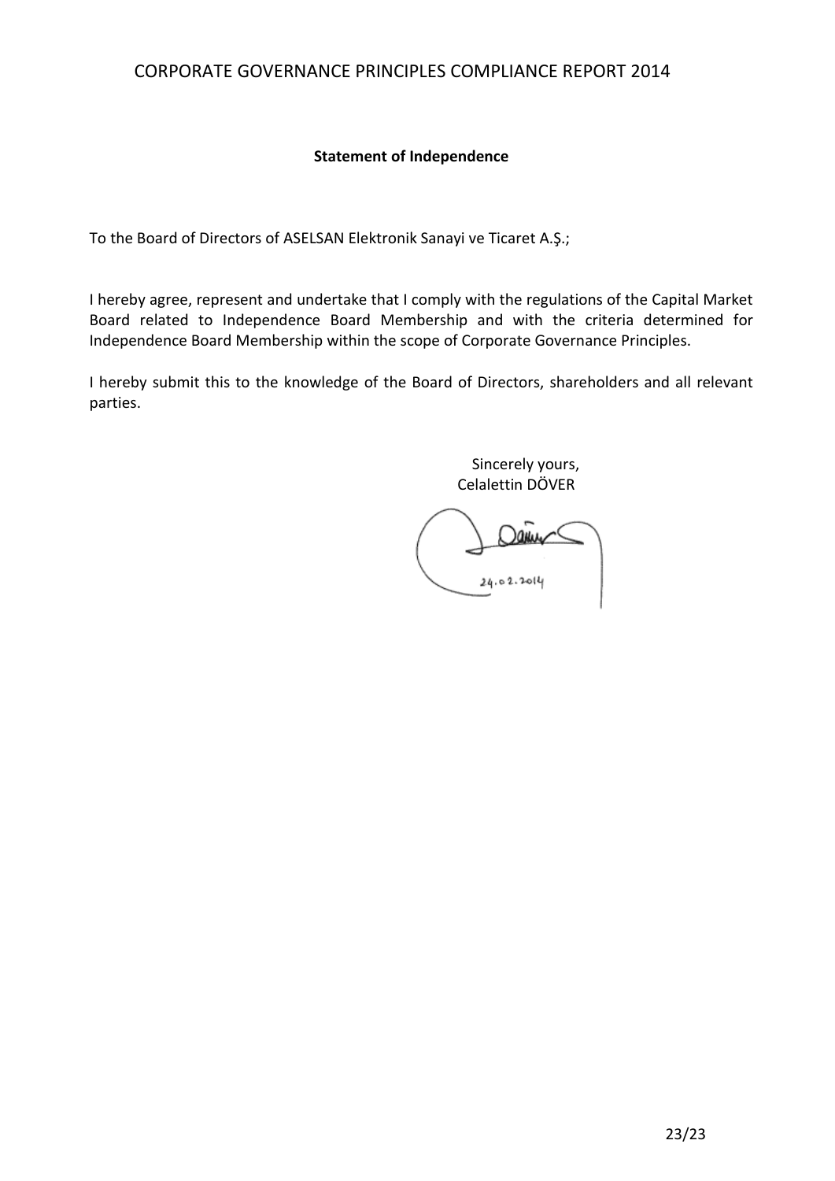**Statement of Independence**

To the Board of Directors of ASELSAN Elektronik Sanayi ve Ticaret A.Ş.;

I hereby agree, represent and undertake that I comply with the regulations of the Capital Market Board related to Independence Board Membership and with the criteria determined for Independence Board Membership within the scope of Corporate Governance Principles.

I hereby submit this to the knowledge of the Board of Directors, shareholders and all relevant parties.

Sincerely yours,
Celalettin DÖVER

24.02.2014